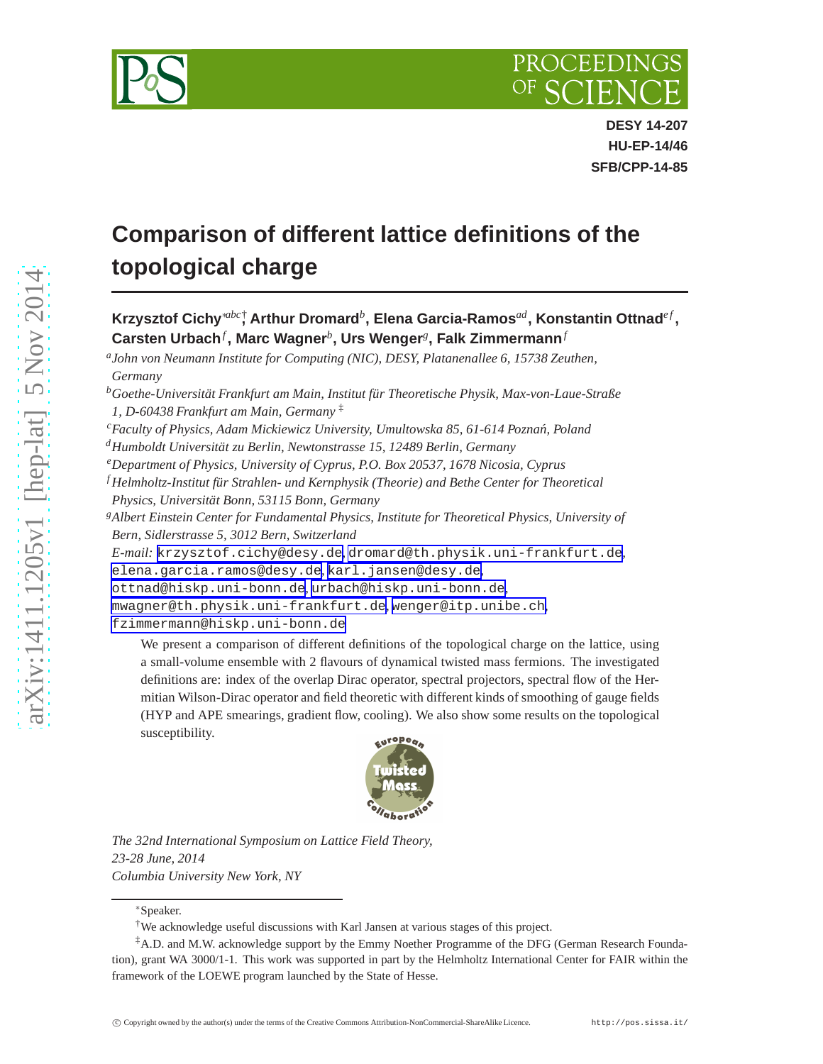DESY 14-207
HU-EP-14/46
SFB/CPP-14-85

# Comparison of different lattice definitions of the topological charge

**Krzysztof Cichy**[*abc†], **Arthur Dromard**[b], **Elena Garcia-Ramos**[ad], **Konstantin Ottnad**[ef], **Carsten Urbach**[f], **Marc Wagner**[b], **Urs Wenger**[g], **Falk Zimmermann**[f]

[a] *John von Neumann Institute for Computing (NIC), DESY, Platanenallee 6, 15738 Zeuthen, Germany*

[b] *Goethe-Universität Frankfurt am Main, Institut für Theoretische Physik, Max-von-Laue-Straße 1, D-60438 Frankfurt am Main, Germany* [‡]

[c] *Faculty of Physics, Adam Mickiewicz University, Umultowska 85, 61-614 Poznań, Poland*

[d] *Humboldt Universität zu Berlin, Newtonstrasse 15, 12489 Berlin, Germany*

[e] *Department of Physics, University of Cyprus, P.O. Box 20537, 1678 Nicosia, Cyprus*

[f] *Helmholtz-Institut für Strahlen- und Kernphysik (Theorie) and Bethe Center for Theoretical Physics, Universität Bonn, 53115 Bonn, Germany*

[g] *Albert Einstein Center for Fundamental Physics, Institute for Theoretical Physics, University of Bern, Sidlerstrasse 5, 3012 Bern, Switzerland*

*E-mail:* krzysztof.cichy@desy.de, dromard@th.physik.uni-frankfurt.de, elena.garcia.ramos@desy.de, karl.jansen@desy.de, ottnad@hiskp.uni-bonn.de, urbach@hiskp.uni-bonn.de, mwagner@th.physik.uni-frankfurt.de, wenger@itp.unibe.ch, fzimmermann@hiskp.uni-bonn.de

We present a comparison of different definitions of the topological charge on the lattice, using a small-volume ensemble with 2 flavours of dynamical twisted mass fermions. The investigated definitions are: index of the overlap Dirac operator, spectral projectors, spectral flow of the Hermitian Wilson-Dirac operator and field theoretic with different kinds of smoothing of gauge fields (HYP and APE smearings, gradient flow, cooling). We also show some results on the topological susceptibility.

*The 32nd International Symposium on Lattice Field Theory,*
*23-28 June, 2014*
*Columbia University New York, NY*

---

[*] Speaker.

[†] We acknowledge useful discussions with Karl Jansen at various stages of this project.

[‡] A.D. and M.W. acknowledge support by the Emmy Noether Programme of the DFG (German Research Foundation), grant WA 3000/1-1. This work was supported in part by the Helmholtz International Center for FAIR within the framework of the LOEWE program launched by the State of Hesse.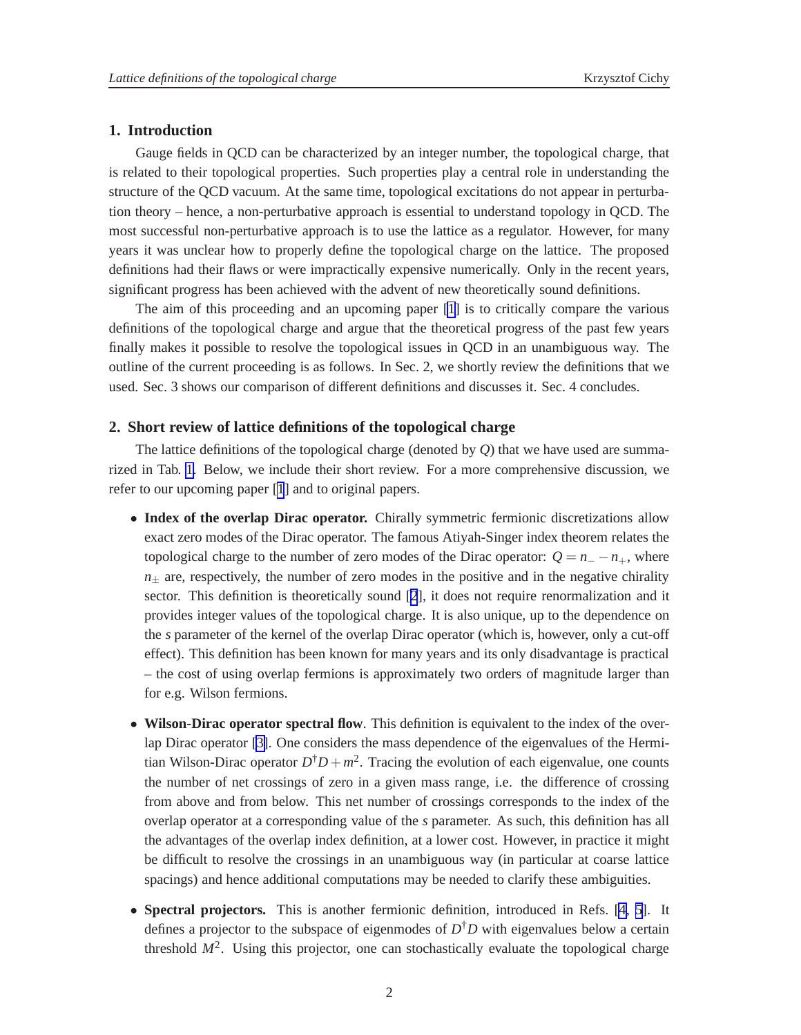## 1. Introduction

Gauge fields in QCD can be characterized by an integer number, the topological charge, that is related to their topological properties. Such properties play a central role in understanding the structure of the QCD vacuum. At the same time, topological excitations do not appear in perturbation theory – hence, a non-perturbative approach is essential to understand topology in QCD. The most successful non-perturbative approach is to use the lattice as a regulator. However, for many years it was unclear how to properly define the topological charge on the lattice. The proposed definitions had their flaws or were impractically expensive numerically. Only in the recent years, significant progress has been achieved with the advent of new theoretically sound definitions.

The aim of this proceeding and an upcoming paper [1] is to critically compare the various definitions of the topological charge and argue that the theoretical progress of the past few years finally makes it possible to resolve the topological issues in QCD in an unambiguous way. The outline of the current proceeding is as follows. In Sec. 2, we shortly review the definitions that we used. Sec. 3 shows our comparison of different definitions and discusses it. Sec. 4 concludes.

## 2. Short review of lattice definitions of the topological charge

The lattice definitions of the topological charge (denoted by $Q$) that we have used are summarized in Tab. 1. Below, we include their short review. For a more comprehensive discussion, we refer to our upcoming paper [1] and to original papers.

- **Index of the overlap Dirac operator.** Chirally symmetric fermionic discretizations allow exact zero modes of the Dirac operator. The famous Atiyah-Singer index theorem relates the topological charge to the number of zero modes of the Dirac operator: $Q = n_- - n_+$, where $n_\pm$ are, respectively, the number of zero modes in the positive and in the negative chirality sector. This definition is theoretically sound [2], it does not require renormalization and it provides integer values of the topological charge. It is also unique, up to the dependence on the $s$ parameter of the kernel of the overlap Dirac operator (which is, however, only a cut-off effect). This definition has been known for many years and its only disadvantage is practical – the cost of using overlap fermions is approximately two orders of magnitude larger than for e.g. Wilson fermions.

- **Wilson-Dirac operator spectral flow**. This definition is equivalent to the index of the overlap Dirac operator [3]. One considers the mass dependence of the eigenvalues of the Hermitian Wilson-Dirac operator $D^\dagger D + m^2$. Tracing the evolution of each eigenvalue, one counts the number of net crossings of zero in a given mass range, i.e. the difference of crossing from above and from below. This net number of crossings corresponds to the index of the overlap operator at a corresponding value of the $s$ parameter. As such, this definition has all the advantages of the overlap index definition, at a lower cost. However, in practice it might be difficult to resolve the crossings in an unambiguous way (in particular at coarse lattice spacings) and hence additional computations may be needed to clarify these ambiguities.

- **Spectral projectors.** This is another fermionic definition, introduced in Refs. [4, 5]. It defines a projector to the subspace of eigenmodes of $D^\dagger D$ with eigenvalues below a certain threshold $M^2$. Using this projector, one can stochastically evaluate the topological charge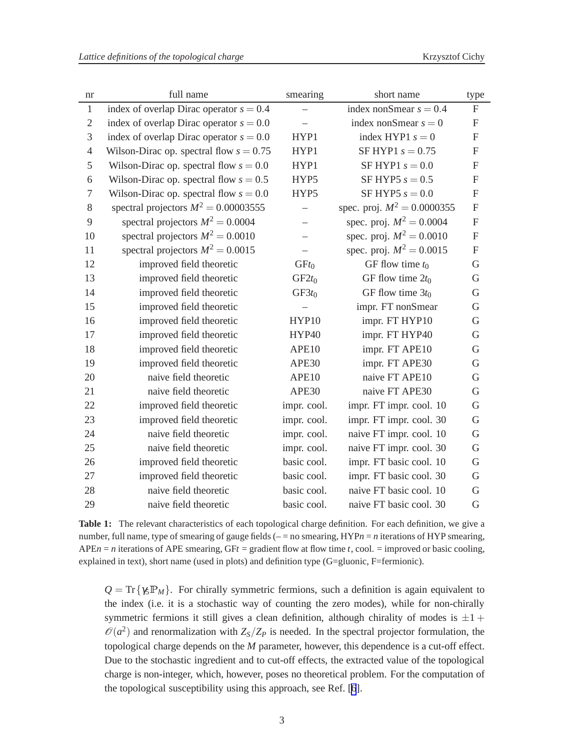| nr | full name | smearing | short name | type |
|---|---|---|---|---|
| 1 | index of overlap Dirac operator $s = 0.4$ | – | index nonSmear $s = 0.4$ | F |
| 2 | index of overlap Dirac operator $s = 0.0$ | – | index nonSmear $s = 0$ | F |
| 3 | index of overlap Dirac operator $s = 0.0$ | HYP1 | index HYP1 $s = 0$ | F |
| 4 | Wilson-Dirac op. spectral flow $s = 0.75$ | HYP1 | SF HYP1 $s = 0.75$ | F |
| 5 | Wilson-Dirac op. spectral flow $s = 0.0$ | HYP1 | SF HYP1 $s = 0.0$ | F |
| 6 | Wilson-Dirac op. spectral flow $s = 0.5$ | HYP5 | SF HYP5 $s = 0.5$ | F |
| 7 | Wilson-Dirac op. spectral flow $s = 0.0$ | HYP5 | SF HYP5 $s = 0.0$ | F |
| 8 | spectral projectors $M^2 = 0.00003555$ | – | spec. proj. $M^2 = 0.0000355$ | F |
| 9 | spectral projectors $M^2 = 0.0004$ | – | spec. proj. $M^2 = 0.0004$ | F |
| 10 | spectral projectors $M^2 = 0.0010$ | – | spec. proj. $M^2 = 0.0010$ | F |
| 11 | spectral projectors $M^2 = 0.0015$ | – | spec. proj. $M^2 = 0.0015$ | F |
| 12 | improved field theoretic | GF$t_0$ | GF flow time $t_0$ | G |
| 13 | improved field theoretic | GF$2t_0$ | GF flow time $2t_0$ | G |
| 14 | improved field theoretic | GF$3t_0$ | GF flow time $3t_0$ | G |
| 15 | improved field theoretic | – | impr. FT nonSmear | G |
| 16 | improved field theoretic | HYP10 | impr. FT HYP10 | G |
| 17 | improved field theoretic | HYP40 | impr. FT HYP40 | G |
| 18 | improved field theoretic | APE10 | impr. FT APE10 | G |
| 19 | improved field theoretic | APE30 | impr. FT APE30 | G |
| 20 | naive field theoretic | APE10 | naive FT APE10 | G |
| 21 | naive field theoretic | APE30 | naive FT APE30 | G |
| 22 | improved field theoretic | impr. cool. | impr. FT impr. cool. 10 | G |
| 23 | improved field theoretic | impr. cool. | impr. FT impr. cool. 30 | G |
| 24 | naive field theoretic | impr. cool. | naive FT impr. cool. 10 | G |
| 25 | naive field theoretic | impr. cool. | naive FT impr. cool. 30 | G |
| 26 | improved field theoretic | basic cool. | impr. FT basic cool. 10 | G |
| 27 | improved field theoretic | basic cool. | impr. FT basic cool. 30 | G |
| 28 | naive field theoretic | basic cool. | naive FT basic cool. 10 | G |
| 29 | naive field theoretic | basic cool. | naive FT basic cool. 30 | G |

**Table 1:** The relevant characteristics of each topological charge definition. For each definition, we give a number, full name, type of smearing of gauge fields (– = no smearing, HYP$n$ = $n$ iterations of HYP smearing, APE$n$ = $n$ iterations of APE smearing, GF$t$ = gradient flow at flow time $t$, cool. = improved or basic cooling, explained in text), short name (used in plots) and definition type (G=gluonic, F=fermionic).

$Q = \mathrm{Tr}\{\gamma_5 \mathbb{P}_M\}$. For chirally symmetric fermions, such a definition is again equivalent to the index (i.e. it is a stochastic way of counting the zero modes), while for non-chirally symmetric fermions it still gives a clean definition, although chirality of modes is $\pm 1 + \mathscr{O}(a^2)$ and renormalization with $Z_S/Z_P$ is needed. In the spectral projector formulation, the topological charge depends on the $M$ parameter, however, this dependence is a cut-off effect. Due to the stochastic ingredient and to cut-off effects, the extracted value of the topological charge is non-integer, which, however, poses no theoretical problem. For the computation of the topological susceptibility using this approach, see Ref. [6].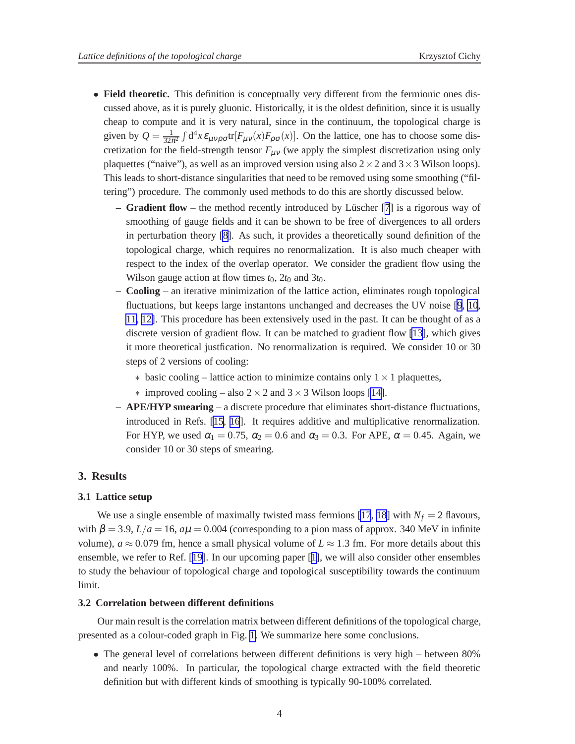- **Field theoretic.** This definition is conceptually very different from the fermionic ones discussed above, as it is purely gluonic. Historically, it is the oldest definition, since it is usually cheap to compute and it is very natural, since in the continuum, the topological charge is given by $Q = \frac{1}{32\pi^2}\int d^4x\, \varepsilon_{\mu\nu\rho\sigma}\mathrm{tr}[F_{\mu\nu}(x)F_{\rho\sigma}(x)]$. On the lattice, one has to choose some discretization for the field-strength tensor $F_{\mu\nu}$ (we apply the simplest discretization using only plaquettes ("naive"), as well as an improved version using also $2\times 2$ and $3\times 3$ Wilson loops). This leads to short-distance singularities that need to be removed using some smoothing ("filtering") procedure. The commonly used methods to do this are shortly discussed below.
  - **Gradient flow** – the method recently introduced by Lüscher [7] is a rigorous way of smoothing of gauge fields and it can be shown to be free of divergences to all orders in perturbation theory [8]. As such, it provides a theoretically sound definition of the topological charge, which requires no renormalization. It is also much cheaper with respect to the index of the overlap operator. We consider the gradient flow using the Wilson gauge action at flow times $t_0$, $2t_0$ and $3t_0$.
  - **Cooling** – an iterative minimization of the lattice action, eliminates rough topological fluctuations, but keeps large instantons unchanged and decreases the UV noise [9, 10, 11, 12]. This procedure has been extensively used in the past. It can be thought of as a discrete version of gradient flow. It can be matched to gradient flow [13], which gives it more theoretical justfication. No renormalization is required. We consider 10 or 30 steps of 2 versions of cooling:
    - basic cooling – lattice action to minimize contains only $1\times 1$ plaquettes,
    - improved cooling – also $2\times 2$ and $3\times 3$ Wilson loops [14].
  - **APE/HYP smearing** – a discrete procedure that eliminates short-distance fluctuations, introduced in Refs. [15, 16]. It requires additive and multiplicative renormalization. For HYP, we used $\alpha_1 = 0.75$, $\alpha_2 = 0.6$ and $\alpha_3 = 0.3$. For APE, $\alpha = 0.45$. Again, we consider 10 or 30 steps of smearing.

## 3. Results

### 3.1 Lattice setup

We use a single ensemble of maximally twisted mass fermions [17, 18] with $N_f = 2$ flavours, with $\beta = 3.9$, $L/a = 16$, $a\mu = 0.004$ (corresponding to a pion mass of approx. 340 MeV in infinite volume), $a \approx 0.079$ fm, hence a small physical volume of $L \approx 1.3$ fm. For more details about this ensemble, we refer to Ref. [19]. In our upcoming paper [1], we will also consider other ensembles to study the behaviour of topological charge and topological susceptibility towards the continuum limit.

### 3.2 Correlation between different definitions

Our main result is the correlation matrix between different definitions of the topological charge, presented as a colour-coded graph in Fig. 1. We summarize here some conclusions.

- The general level of correlations between different definitions is very high – between 80% and nearly 100%. In particular, the topological charge extracted with the field theoretic definition but with different kinds of smoothing is typically 90-100% correlated.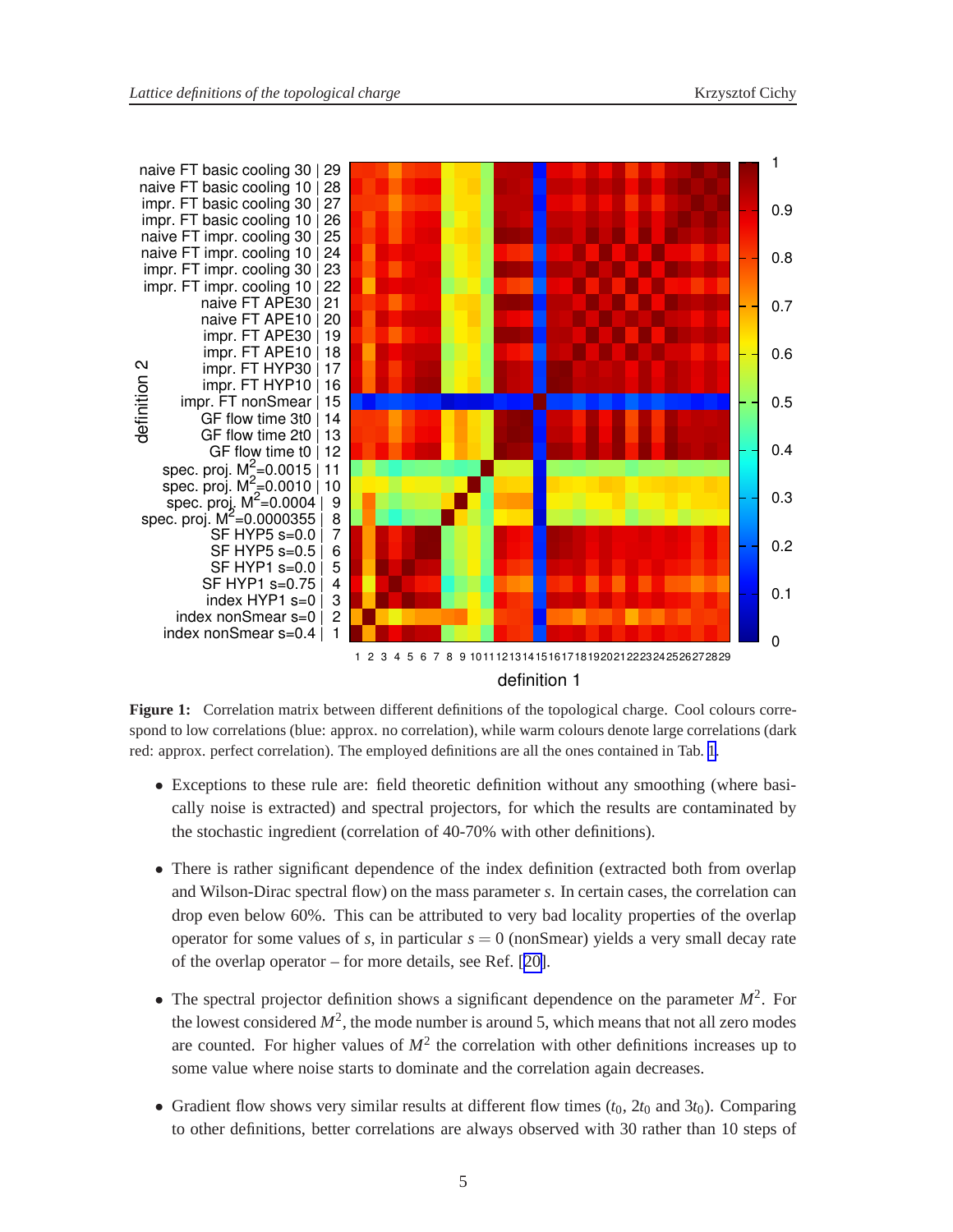**Figure 1:** Correlation matrix between different definitions of the topological charge. Cool colours correspond to low correlations (blue: approx. no correlation), while warm colours denote large correlations (dark red: approx. perfect correlation). The employed definitions are all the ones contained in Tab. 1.

- Exceptions to these rule are: field theoretic definition without any smoothing (where basically noise is extracted) and spectral projectors, for which the results are contaminated by the stochastic ingredient (correlation of 40-70% with other definitions).

- There is rather significant dependence of the index definition (extracted both from overlap and Wilson-Dirac spectral flow) on the mass parameter $s$. In certain cases, the correlation can drop even below 60%. This can be attributed to very bad locality properties of the overlap operator for some values of $s$, in particular $s = 0$ (nonSmear) yields a very small decay rate of the overlap operator – for more details, see Ref. [20].

- The spectral projector definition shows a significant dependence on the parameter $M^2$. For the lowest considered $M^2$, the mode number is around 5, which means that not all zero modes are counted. For higher values of $M^2$ the correlation with other definitions increases up to some value where noise starts to dominate and the correlation again decreases.

- Gradient flow shows very similar results at different flow times ($t_0$, $2t_0$ and $3t_0$). Comparing to other definitions, better correlations are always observed with 30 rather than 10 steps of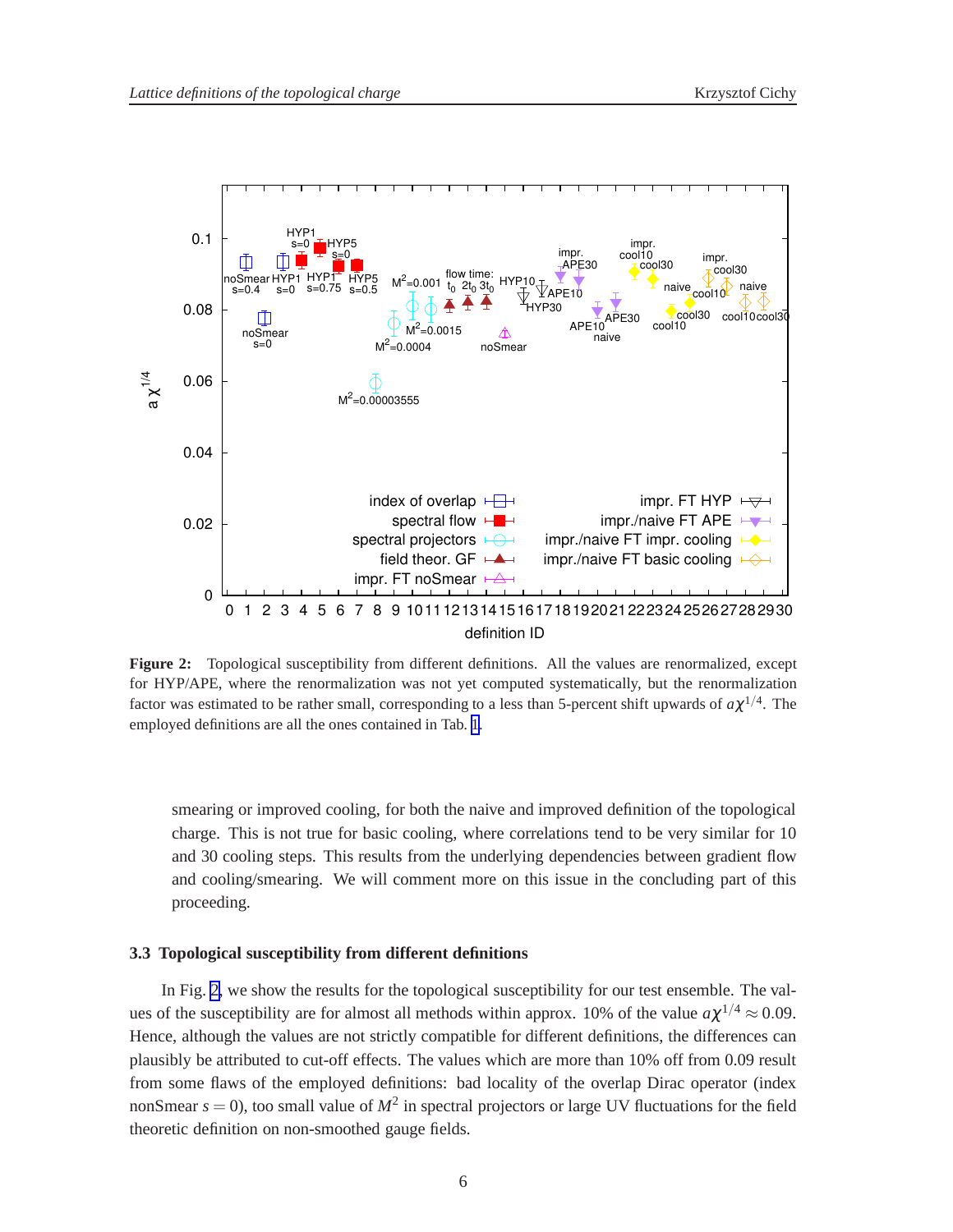**Figure 2:** Topological susceptibility from different definitions. All the values are renormalized, except for HYP/APE, where the renormalization was not yet computed systematically, but the renormalization factor was estimated to be rather small, corresponding to a less than 5-percent shift upwards of $a\chi^{1/4}$. The employed definitions are all the ones contained in Tab. 1.

smearing or improved cooling, for both the naive and improved definition of the topological charge. This is not true for basic cooling, where correlations tend to be very similar for 10 and 30 cooling steps. This results from the underlying dependencies between gradient flow and cooling/smearing. We will comment more on this issue in the concluding part of this proceeding.

### 3.3 Topological susceptibility from different definitions

In Fig. 2, we show the results for the topological susceptibility for our test ensemble. The values of the susceptibility are for almost all methods within approx. 10% of the value $a\chi^{1/4} \approx 0.09$. Hence, although the values are not strictly compatible for different definitions, the differences can plausibly be attributed to cut-off effects. The values which are more than 10% off from 0.09 result from some flaws of the employed definitions: bad locality of the overlap Dirac operator (index nonSmear $s = 0$), too small value of $M^2$ in spectral projectors or large UV fluctuations for the field theoretic definition on non-smoothed gauge fields.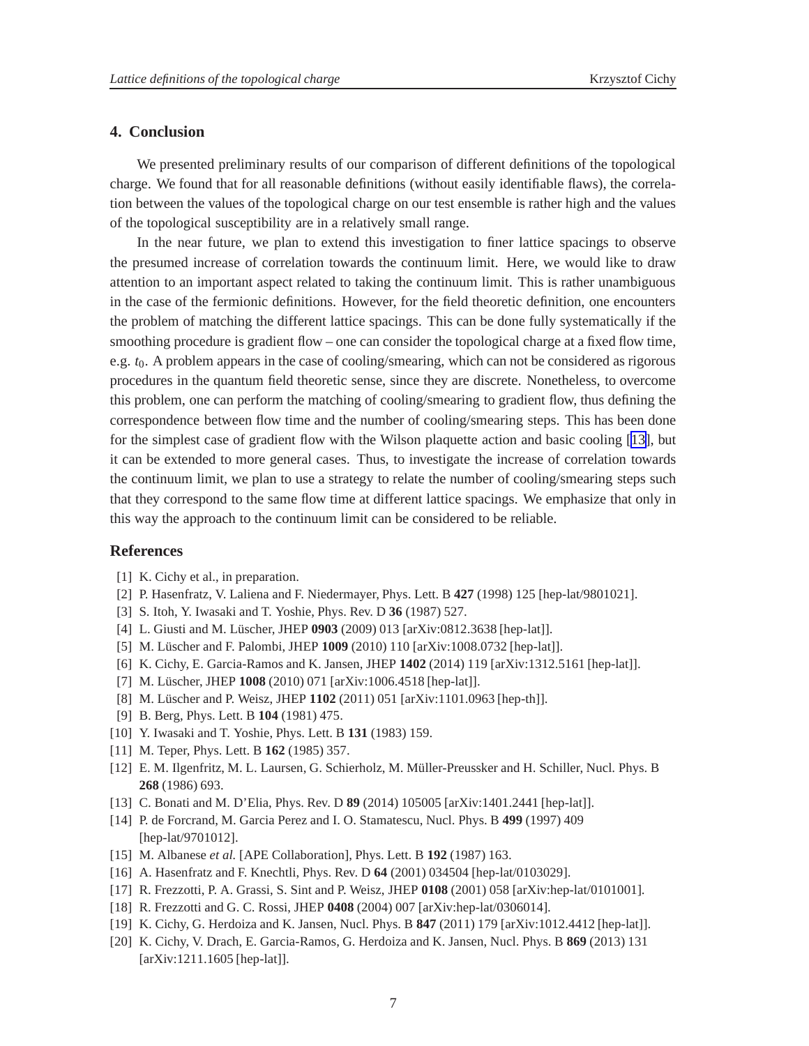## 4. Conclusion

We presented preliminary results of our comparison of different definitions of the topological charge. We found that for all reasonable definitions (without easily identifiable flaws), the correlation between the values of the topological charge on our test ensemble is rather high and the values of the topological susceptibility are in a relatively small range.

In the near future, we plan to extend this investigation to finer lattice spacings to observe the presumed increase of correlation towards the continuum limit. Here, we would like to draw attention to an important aspect related to taking the continuum limit. This is rather unambiguous in the case of the fermionic definitions. However, for the field theoretic definition, one encounters the problem of matching the different lattice spacings. This can be done fully systematically if the smoothing procedure is gradient flow – one can consider the topological charge at a fixed flow time, e.g. $t_0$. A problem appears in the case of cooling/smearing, which can not be considered as rigorous procedures in the quantum field theoretic sense, since they are discrete. Nonetheless, to overcome this problem, one can perform the matching of cooling/smearing to gradient flow, thus defining the correspondence between flow time and the number of cooling/smearing steps. This has been done for the simplest case of gradient flow with the Wilson plaquette action and basic cooling [13], but it can be extended to more general cases. Thus, to investigate the increase of correlation towards the continuum limit, we plan to use a strategy to relate the number of cooling/smearing steps such that they correspond to the same flow time at different lattice spacings. We emphasize that only in this way the approach to the continuum limit can be considered to be reliable.

## References

[1] K. Cichy et al., in preparation.

[2] P. Hasenfratz, V. Laliena and F. Niedermayer, Phys. Lett. B **427** (1998) 125 [hep-lat/9801021].

[3] S. Itoh, Y. Iwasaki and T. Yoshie, Phys. Rev. D **36** (1987) 527.

[4] L. Giusti and M. Lüscher, JHEP **0903** (2009) 013 [arXiv:0812.3638 [hep-lat]].

[5] M. Lüscher and F. Palombi, JHEP **1009** (2010) 110 [arXiv:1008.0732 [hep-lat]].

[6] K. Cichy, E. Garcia-Ramos and K. Jansen, JHEP **1402** (2014) 119 [arXiv:1312.5161 [hep-lat]].

[7] M. Lüscher, JHEP **1008** (2010) 071 [arXiv:1006.4518 [hep-lat]].

[8] M. Lüscher and P. Weisz, JHEP **1102** (2011) 051 [arXiv:1101.0963 [hep-th]].

[9] B. Berg, Phys. Lett. B **104** (1981) 475.

[10] Y. Iwasaki and T. Yoshie, Phys. Lett. B **131** (1983) 159.

[11] M. Teper, Phys. Lett. B **162** (1985) 357.

[12] E. M. Ilgenfritz, M. L. Laursen, G. Schierholz, M. Müller-Preussker and H. Schiller, Nucl. Phys. B **268** (1986) 693.

[13] C. Bonati and M. D'Elia, Phys. Rev. D **89** (2014) 105005 [arXiv:1401.2441 [hep-lat]].

[14] P. de Forcrand, M. Garcia Perez and I. O. Stamatescu, Nucl. Phys. B **499** (1997) 409 [hep-lat/9701012].

[15] M. Albanese *et al.* [APE Collaboration], Phys. Lett. B **192** (1987) 163.

[16] A. Hasenfratz and F. Knechtli, Phys. Rev. D **64** (2001) 034504 [hep-lat/0103029].

[17] R. Frezzotti, P. A. Grassi, S. Sint and P. Weisz, JHEP **0108** (2001) 058 [arXiv:hep-lat/0101001].

[18] R. Frezzotti and G. C. Rossi, JHEP **0408** (2004) 007 [arXiv:hep-lat/0306014].

[19] K. Cichy, G. Herdoiza and K. Jansen, Nucl. Phys. B **847** (2011) 179 [arXiv:1012.4412 [hep-lat]].

[20] K. Cichy, V. Drach, E. Garcia-Ramos, G. Herdoiza and K. Jansen, Nucl. Phys. B **869** (2013) 131 [arXiv:1211.1605 [hep-lat]].